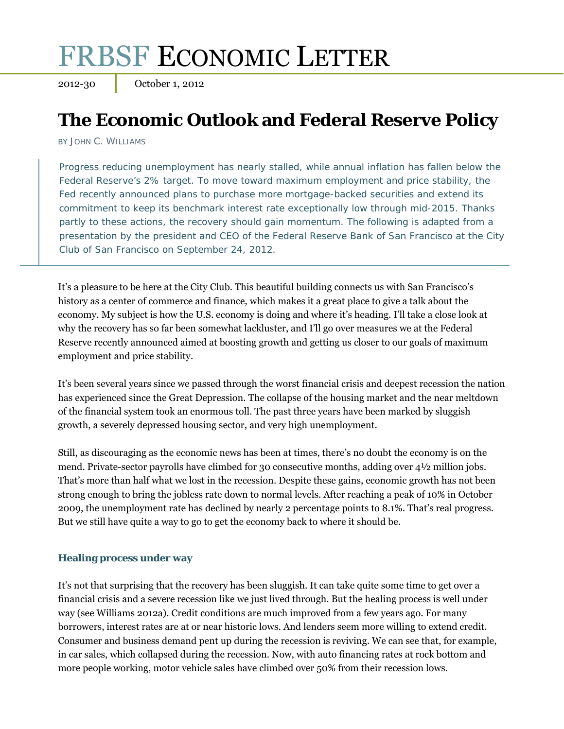# FRBSF Economic Letter

2012-30 | October 1, 2012

## The Economic Outlook and Federal Reserve Policy

BY JOHN C. WILLIAMS

> Progress reducing unemployment has nearly stalled, while annual inflation has fallen below the Federal Reserve's 2% target. To move toward maximum employment and price stability, the Fed recently announced plans to purchase more mortgage-backed securities and extend its commitment to keep its benchmark interest rate exceptionally low through mid-2015. Thanks partly to these actions, the recovery should gain momentum. The following is adapted from a presentation by the president and CEO of the Federal Reserve Bank of San Francisco at the City Club of San Francisco on September 24, 2012.

It's a pleasure to be here at the City Club. This beautiful building connects us with San Francisco's history as a center of commerce and finance, which makes it a great place to give a talk about the economy. My subject is how the U.S. economy is doing and where it's heading. I'll take a close look at why the recovery has so far been somewhat lackluster, and I'll go over measures we at the Federal Reserve recently announced aimed at boosting growth and getting us closer to our goals of maximum employment and price stability.

It's been several years since we passed through the worst financial crisis and deepest recession the nation has experienced since the Great Depression. The collapse of the housing market and the near meltdown of the financial system took an enormous toll. The past three years have been marked by sluggish growth, a severely depressed housing sector, and very high unemployment.

Still, as discouraging as the economic news has been at times, there's no doubt the economy is on the mend. Private-sector payrolls have climbed for 30 consecutive months, adding over 4½ million jobs. That's more than half what we lost in the recession. Despite these gains, economic growth has not been strong enough to bring the jobless rate down to normal levels. After reaching a peak of 10% in October 2009, the unemployment rate has declined by nearly 2 percentage points to 8.1%. That's real progress. But we still have quite a way to go to get the economy back to where it should be.

### Healing process under way

It's not that surprising that the recovery has been sluggish. It can take quite some time to get over a financial crisis and a severe recession like we just lived through. But the healing process is well under way (see Williams 2012a). Credit conditions are much improved from a few years ago. For many borrowers, interest rates are at or near historic lows. And lenders seem more willing to extend credit. Consumer and business demand pent up during the recession is reviving. We can see that, for example, in car sales, which collapsed during the recession. Now, with auto financing rates at rock bottom and more people working, motor vehicle sales have climbed over 50% from their recession lows.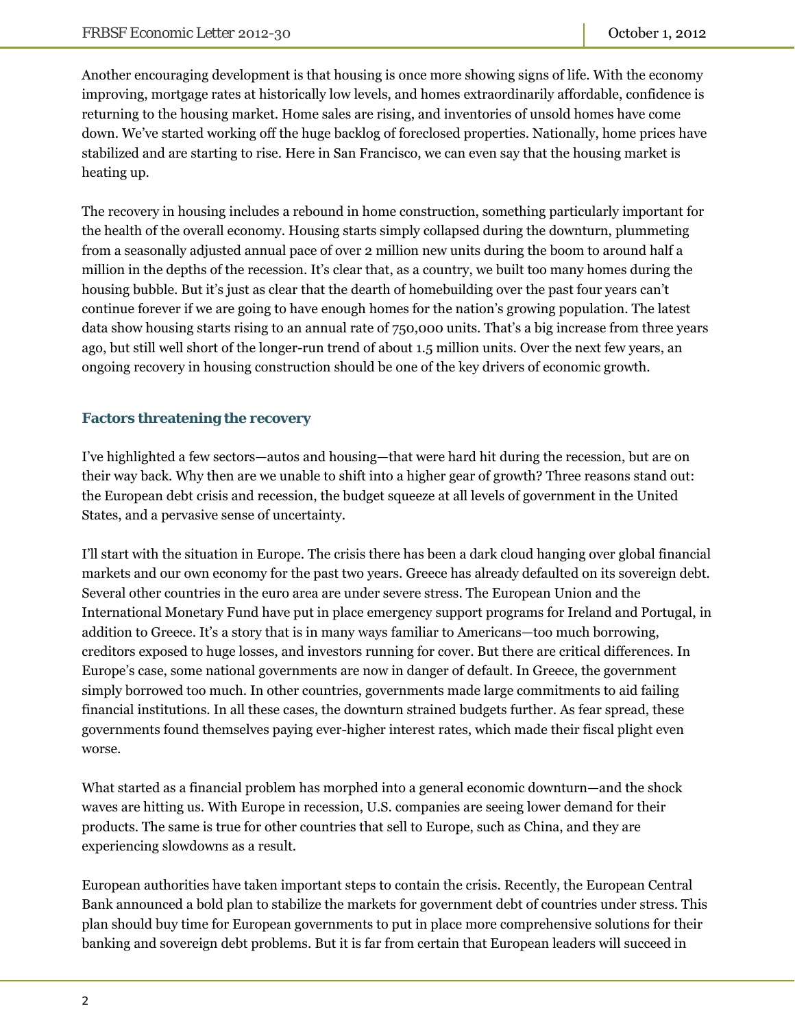Another encouraging development is that housing is once more showing signs of life. With the economy improving, mortgage rates at historically low levels, and homes extraordinarily affordable, confidence is returning to the housing market. Home sales are rising, and inventories of unsold homes have come down. We've started working off the huge backlog of foreclosed properties. Nationally, home prices have stabilized and are starting to rise. Here in San Francisco, we can even say that the housing market is heating up.

The recovery in housing includes a rebound in home construction, something particularly important for the health of the overall economy. Housing starts simply collapsed during the downturn, plummeting from a seasonally adjusted annual pace of over 2 million new units during the boom to around half a million in the depths of the recession. It's clear that, as a country, we built too many homes during the housing bubble. But it's just as clear that the dearth of homebuilding over the past four years can't continue forever if we are going to have enough homes for the nation's growing population. The latest data show housing starts rising to an annual rate of 750,000 units. That's a big increase from three years ago, but still well short of the longer-run trend of about 1.5 million units. Over the next few years, an ongoing recovery in housing construction should be one of the key drivers of economic growth.

## Factors threatening the recovery

I've highlighted a few sectors—autos and housing—that were hard hit during the recession, but are on their way back. Why then are we unable to shift into a higher gear of growth? Three reasons stand out: the European debt crisis and recession, the budget squeeze at all levels of government in the United States, and a pervasive sense of uncertainty.

I'll start with the situation in Europe. The crisis there has been a dark cloud hanging over global financial markets and our own economy for the past two years. Greece has already defaulted on its sovereign debt. Several other countries in the euro area are under severe stress. The European Union and the International Monetary Fund have put in place emergency support programs for Ireland and Portugal, in addition to Greece. It's a story that is in many ways familiar to Americans—too much borrowing, creditors exposed to huge losses, and investors running for cover. But there are critical differences. In Europe's case, some national governments are now in danger of default. In Greece, the government simply borrowed too much. In other countries, governments made large commitments to aid failing financial institutions. In all these cases, the downturn strained budgets further. As fear spread, these governments found themselves paying ever-higher interest rates, which made their fiscal plight even worse.

What started as a financial problem has morphed into a general economic downturn—and the shock waves are hitting us. With Europe in recession, U.S. companies are seeing lower demand for their products. The same is true for other countries that sell to Europe, such as China, and they are experiencing slowdowns as a result.

European authorities have taken important steps to contain the crisis. Recently, the European Central Bank announced a bold plan to stabilize the markets for government debt of countries under stress. This plan should buy time for European governments to put in place more comprehensive solutions for their banking and sovereign debt problems. But it is far from certain that European leaders will succeed in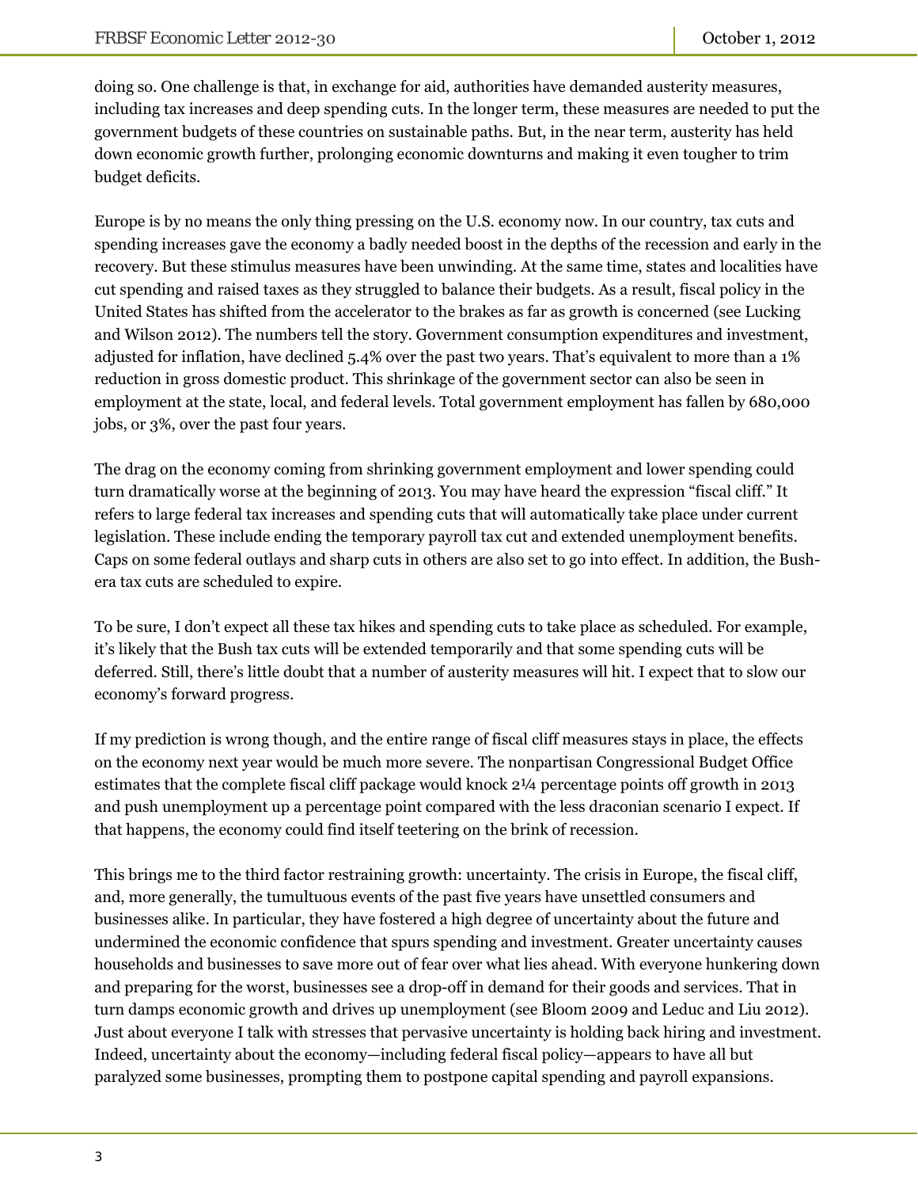doing so. One challenge is that, in exchange for aid, authorities have demanded austerity measures, including tax increases and deep spending cuts. In the longer term, these measures are needed to put the government budgets of these countries on sustainable paths. But, in the near term, austerity has held down economic growth further, prolonging economic downturns and making it even tougher to trim budget deficits.

Europe is by no means the only thing pressing on the U.S. economy now. In our country, tax cuts and spending increases gave the economy a badly needed boost in the depths of the recession and early in the recovery. But these stimulus measures have been unwinding. At the same time, states and localities have cut spending and raised taxes as they struggled to balance their budgets. As a result, fiscal policy in the United States has shifted from the accelerator to the brakes as far as growth is concerned (see Lucking and Wilson 2012). The numbers tell the story. Government consumption expenditures and investment, adjusted for inflation, have declined 5.4% over the past two years. That's equivalent to more than a 1% reduction in gross domestic product. This shrinkage of the government sector can also be seen in employment at the state, local, and federal levels. Total government employment has fallen by 680,000 jobs, or 3%, over the past four years.

The drag on the economy coming from shrinking government employment and lower spending could turn dramatically worse at the beginning of 2013. You may have heard the expression "fiscal cliff." It refers to large federal tax increases and spending cuts that will automatically take place under current legislation. These include ending the temporary payroll tax cut and extended unemployment benefits. Caps on some federal outlays and sharp cuts in others are also set to go into effect. In addition, the Bush-era tax cuts are scheduled to expire.

To be sure, I don't expect all these tax hikes and spending cuts to take place as scheduled. For example, it's likely that the Bush tax cuts will be extended temporarily and that some spending cuts will be deferred. Still, there's little doubt that a number of austerity measures will hit. I expect that to slow our economy's forward progress.

If my prediction is wrong though, and the entire range of fiscal cliff measures stays in place, the effects on the economy next year would be much more severe. The nonpartisan Congressional Budget Office estimates that the complete fiscal cliff package would knock 2¼ percentage points off growth in 2013 and push unemployment up a percentage point compared with the less draconian scenario I expect. If that happens, the economy could find itself teetering on the brink of recession.

This brings me to the third factor restraining growth: uncertainty. The crisis in Europe, the fiscal cliff, and, more generally, the tumultuous events of the past five years have unsettled consumers and businesses alike. In particular, they have fostered a high degree of uncertainty about the future and undermined the economic confidence that spurs spending and investment. Greater uncertainty causes households and businesses to save more out of fear over what lies ahead. With everyone hunkering down and preparing for the worst, businesses see a drop-off in demand for their goods and services. That in turn damps economic growth and drives up unemployment (see Bloom 2009 and Leduc and Liu 2012). Just about everyone I talk with stresses that pervasive uncertainty is holding back hiring and investment. Indeed, uncertainty about the economy—including federal fiscal policy—appears to have all but paralyzed some businesses, prompting them to postpone capital spending and payroll expansions.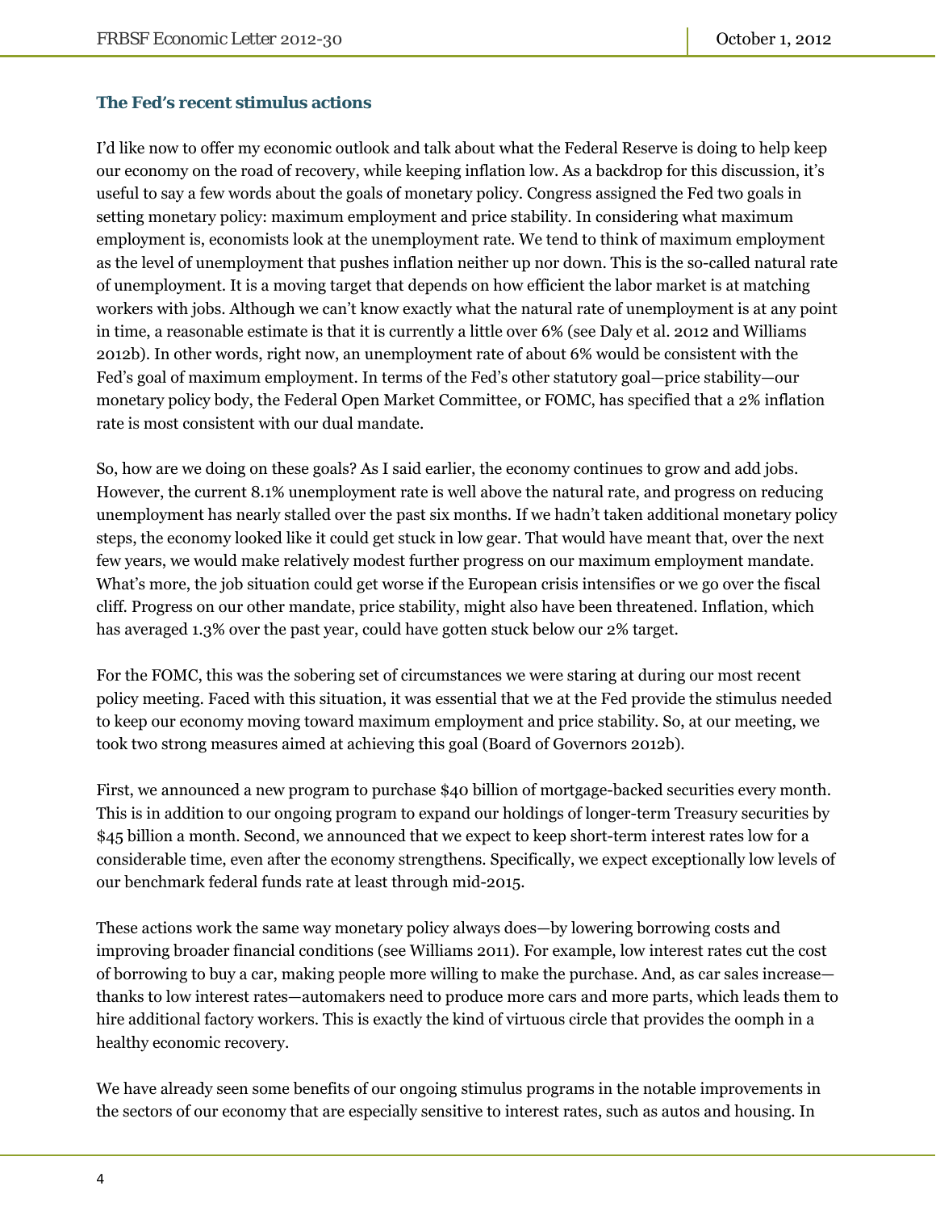### The Fed's recent stimulus actions

I'd like now to offer my economic outlook and talk about what the Federal Reserve is doing to help keep our economy on the road of recovery, while keeping inflation low. As a backdrop for this discussion, it's useful to say a few words about the goals of monetary policy. Congress assigned the Fed two goals in setting monetary policy: maximum employment and price stability. In considering what maximum employment is, economists look at the unemployment rate. We tend to think of maximum employment as the level of unemployment that pushes inflation neither up nor down. This is the so-called natural rate of unemployment. It is a moving target that depends on how efficient the labor market is at matching workers with jobs. Although we can't know exactly what the natural rate of unemployment is at any point in time, a reasonable estimate is that it is currently a little over 6% (see Daly et al. 2012 and Williams 2012b). In other words, right now, an unemployment rate of about 6% would be consistent with the Fed's goal of maximum employment. In terms of the Fed's other statutory goal—price stability—our monetary policy body, the Federal Open Market Committee, or FOMC, has specified that a 2% inflation rate is most consistent with our dual mandate.

So, how are we doing on these goals? As I said earlier, the economy continues to grow and add jobs. However, the current 8.1% unemployment rate is well above the natural rate, and progress on reducing unemployment has nearly stalled over the past six months. If we hadn't taken additional monetary policy steps, the economy looked like it could get stuck in low gear. That would have meant that, over the next few years, we would make relatively modest further progress on our maximum employment mandate. What's more, the job situation could get worse if the European crisis intensifies or we go over the fiscal cliff. Progress on our other mandate, price stability, might also have been threatened. Inflation, which has averaged 1.3% over the past year, could have gotten stuck below our 2% target.

For the FOMC, this was the sobering set of circumstances we were staring at during our most recent policy meeting. Faced with this situation, it was essential that we at the Fed provide the stimulus needed to keep our economy moving toward maximum employment and price stability. So, at our meeting, we took two strong measures aimed at achieving this goal (Board of Governors 2012b).

First, we announced a new program to purchase $40 billion of mortgage-backed securities every month. This is in addition to our ongoing program to expand our holdings of longer-term Treasury securities by $45 billion a month. Second, we announced that we expect to keep short-term interest rates low for a considerable time, even after the economy strengthens. Specifically, we expect exceptionally low levels of our benchmark federal funds rate at least through mid-2015.

These actions work the same way monetary policy always does—by lowering borrowing costs and improving broader financial conditions (see Williams 2011). For example, low interest rates cut the cost of borrowing to buy a car, making people more willing to make the purchase. And, as car sales increase—thanks to low interest rates—automakers need to produce more cars and more parts, which leads them to hire additional factory workers. This is exactly the kind of virtuous circle that provides the oomph in a healthy economic recovery.

We have already seen some benefits of our ongoing stimulus programs in the notable improvements in the sectors of our economy that are especially sensitive to interest rates, such as autos and housing. In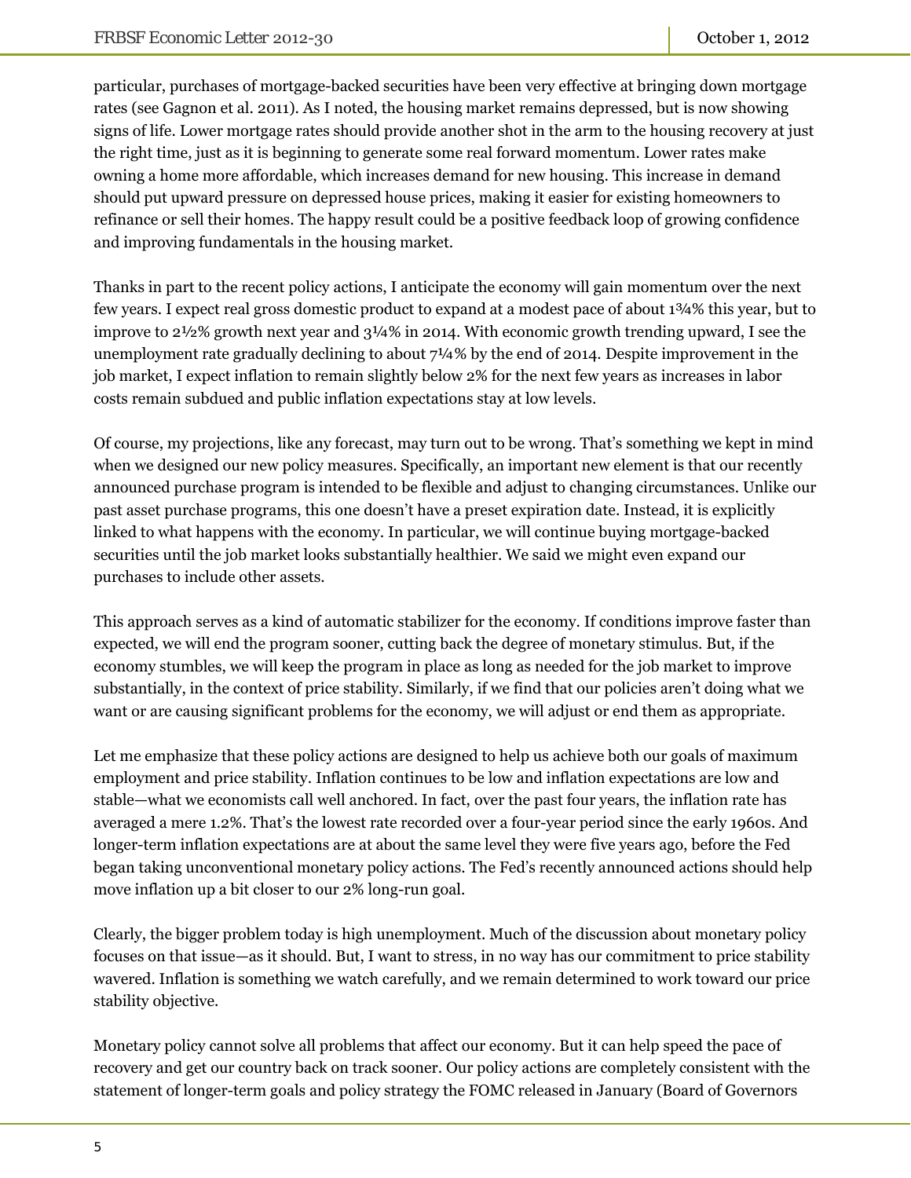particular, purchases of mortgage-backed securities have been very effective at bringing down mortgage rates (see Gagnon et al. 2011). As I noted, the housing market remains depressed, but is now showing signs of life. Lower mortgage rates should provide another shot in the arm to the housing recovery at just the right time, just as it is beginning to generate some real forward momentum. Lower rates make owning a home more affordable, which increases demand for new housing. This increase in demand should put upward pressure on depressed house prices, making it easier for existing homeowners to refinance or sell their homes. The happy result could be a positive feedback loop of growing confidence and improving fundamentals in the housing market.

Thanks in part to the recent policy actions, I anticipate the economy will gain momentum over the next few years. I expect real gross domestic product to expand at a modest pace of about 1¾% this year, but to improve to 2½% growth next year and 3¼% in 2014. With economic growth trending upward, I see the unemployment rate gradually declining to about 7¼% by the end of 2014. Despite improvement in the job market, I expect inflation to remain slightly below 2% for the next few years as increases in labor costs remain subdued and public inflation expectations stay at low levels.

Of course, my projections, like any forecast, may turn out to be wrong. That's something we kept in mind when we designed our new policy measures. Specifically, an important new element is that our recently announced purchase program is intended to be flexible and adjust to changing circumstances. Unlike our past asset purchase programs, this one doesn't have a preset expiration date. Instead, it is explicitly linked to what happens with the economy. In particular, we will continue buying mortgage-backed securities until the job market looks substantially healthier. We said we might even expand our purchases to include other assets.

This approach serves as a kind of automatic stabilizer for the economy. If conditions improve faster than expected, we will end the program sooner, cutting back the degree of monetary stimulus. But, if the economy stumbles, we will keep the program in place as long as needed for the job market to improve substantially, in the context of price stability. Similarly, if we find that our policies aren't doing what we want or are causing significant problems for the economy, we will adjust or end them as appropriate.

Let me emphasize that these policy actions are designed to help us achieve both our goals of maximum employment and price stability. Inflation continues to be low and inflation expectations are low and stable—what we economists call well anchored. In fact, over the past four years, the inflation rate has averaged a mere 1.2%. That's the lowest rate recorded over a four-year period since the early 1960s. And longer-term inflation expectations are at about the same level they were five years ago, before the Fed began taking unconventional monetary policy actions. The Fed's recently announced actions should help move inflation up a bit closer to our 2% long-run goal.

Clearly, the bigger problem today is high unemployment. Much of the discussion about monetary policy focuses on that issue—as it should. But, I want to stress, in no way has our commitment to price stability wavered. Inflation is something we watch carefully, and we remain determined to work toward our price stability objective.

Monetary policy cannot solve all problems that affect our economy. But it can help speed the pace of recovery and get our country back on track sooner. Our policy actions are completely consistent with the statement of longer-term goals and policy strategy the FOMC released in January (Board of Governors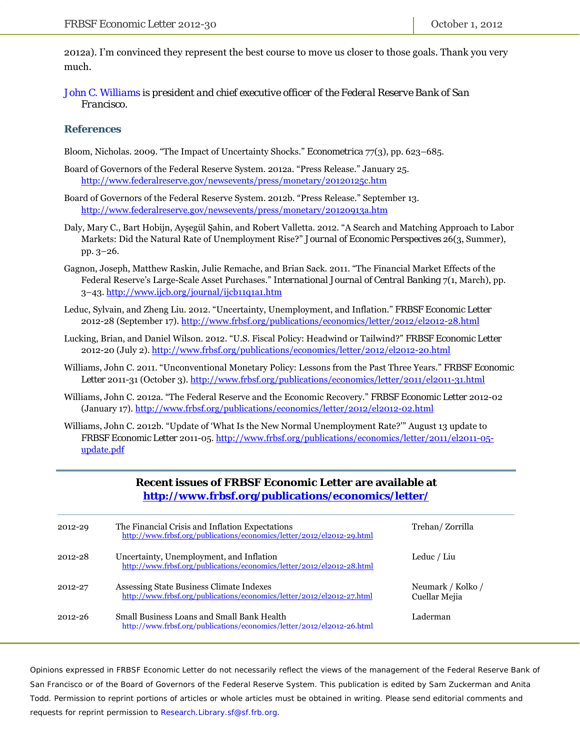2012a). I'm convinced they represent the best course to move us closer to those goals. Thank you very much.

John C. Williams *is president and chief executive officer of the Federal Reserve Bank of San Francisco.*

## References

Bloom, Nicholas. 2009. "The Impact of Uncertainty Shocks." *Econometrica* 77(3), pp. 623–685.

Board of Governors of the Federal Reserve System. 2012a. "Press Release." January 25. http://www.federalreserve.gov/newsevents/press/monetary/20120125c.htm

Board of Governors of the Federal Reserve System. 2012b. "Press Release." September 13. http://www.federalreserve.gov/newsevents/press/monetary/20120913a.htm

Daly, Mary C., Bart Hobijn, Ayşegül Şahin, and Robert Valletta. 2012. "A Search and Matching Approach to Labor Markets: Did the Natural Rate of Unemployment Rise?" *Journal of Economic Perspectives* 26(3, Summer), pp. 3–26.

Gagnon, Joseph, Matthew Raskin, Julie Remache, and Brian Sack. 2011. "The Financial Market Effects of the Federal Reserve's Large-Scale Asset Purchases." *International Journal of Central Banking* 7(1, March), pp. 3–43. http://www.ijcb.org/journal/ijcb11q1a1.htm

Leduc, Sylvain, and Zheng Liu. 2012. "Uncertainty, Unemployment, and Inflation." *FRBSF Economic Letter* 2012-28 (September 17). http://www.frbsf.org/publications/economics/letter/2012/el2012-28.html

Lucking, Brian, and Daniel Wilson. 2012. "U.S. Fiscal Policy: Headwind or Tailwind?" *FRBSF Economic Letter* 2012-20 (July 2). http://www.frbsf.org/publications/economics/letter/2012/el2012-20.html

Williams, John C. 2011. "Unconventional Monetary Policy: Lessons from the Past Three Years." *FRBSF Economic Letter* 2011-31 (October 3). http://www.frbsf.org/publications/economics/letter/2011/el2011-31.html

Williams, John C. 2012a. "The Federal Reserve and the Economic Recovery." *FRBSF Economic Letter* 2012-02 (January 17). http://www.frbsf.org/publications/economics/letter/2012/el2012-02.html

Williams, John C. 2012b. "Update of 'What Is the New Normal Unemployment Rate?'" August 13 update to *FRBSF Economic Letter* 2011-05. http://www.frbsf.org/publications/economics/letter/2011/el2011-05-update.pdf

**Recent issues of FRBSF Economic Letter are available at http://www.frbsf.org/publications/economics/letter/**

| | | |
|---|---|---|
| 2012-29 | The Financial Crisis and Inflation Expectations http://www.frbsf.org/publications/economics/letter/2012/el2012-29.html | Trehan/ Zorrilla |
| 2012-28 | Uncertainty, Unemployment, and Inflation http://www.frbsf.org/publications/economics/letter/2012/el2012-28.html | Leduc / Liu |
| 2012-27 | Assessing State Business Climate Indexes http://www.frbsf.org/publications/economics/letter/2012/el2012-27.html | Neumark / Kolko / Cuellar Mejia |
| 2012-26 | Small Business Loans and Small Bank Health http://www.frbsf.org/publications/economics/letter/2012/el2012-26.html | Laderman |

Opinions expressed in FRBSF Economic Letter do not necessarily reflect the views of the management of the Federal Reserve Bank of San Francisco or of the Board of Governors of the Federal Reserve System. This publication is edited by Sam Zuckerman and Anita Todd. Permission to reprint portions of articles or whole articles must be obtained in writing. Please send editorial comments and requests for reprint permission to Research.Library.sf@sf.frb.org.